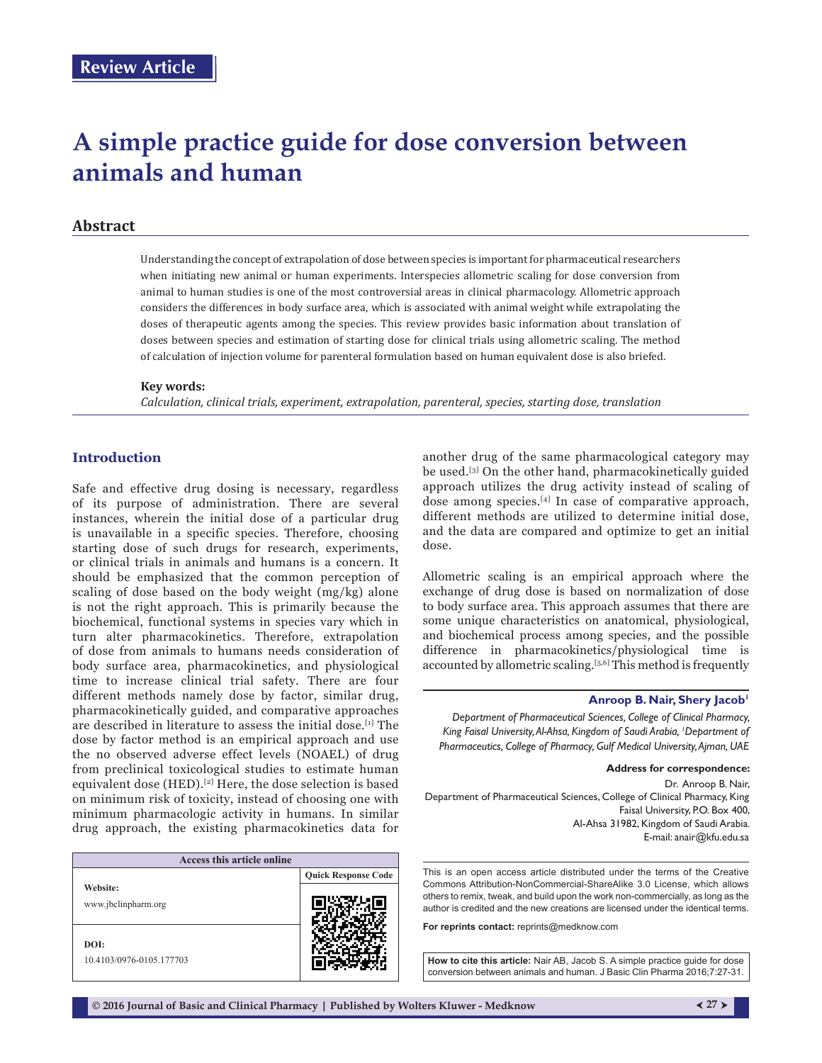Review Article

# A simple practice guide for dose conversion between animals and human

## Abstract

Understanding the concept of extrapolation of dose between species is important for pharmaceutical researchers when initiating new animal or human experiments. Interspecies allometric scaling for dose conversion from animal to human studies is one of the most controversial areas in clinical pharmacology. Allometric approach considers the differences in body surface area, which is associated with animal weight while extrapolating the doses of therapeutic agents among the species. This review provides basic information about translation of doses between species and estimation of starting dose for clinical trials using allometric scaling. The method of calculation of injection volume for parenteral formulation based on human equivalent dose is also briefed.

**Key words:**
*Calculation, clinical trials, experiment, extrapolation, parenteral, species, starting dose, translation*

**Anroop B. Nair, Shery Jacob[1]**

*Department of Pharmaceutical Sciences, College of Clinical Pharmacy, King Faisal University, Al-Ahsa, Kingdom of Saudi Arabia, [1]Department of Pharmaceutics, College of Pharmacy, Gulf Medical University, Ajman, UAE*

**Address for correspondence:**
Dr. Anroop B. Nair,
Department of Pharmaceutical Sciences, College of Clinical Pharmacy, King Faisal University, P.O. Box 400,
Al-Ahsa 31982, Kingdom of Saudi Arabia.
E-mail: anair@kfu.edu.sa

## Introduction

Safe and effective drug dosing is necessary, regardless of its purpose of administration. There are several instances, wherein the initial dose of a particular drug is unavailable in a specific species. Therefore, choosing starting dose of such drugs for research, experiments, or clinical trials in animals and humans is a concern. It should be emphasized that the common perception of scaling of dose based on the body weight (mg/kg) alone is not the right approach. This is primarily because the biochemical, functional systems in species vary which in turn alter pharmacokinetics. Therefore, extrapolation of dose from animals to humans needs consideration of body surface area, pharmacokinetics, and physiological time to increase clinical trial safety. There are four different methods namely dose by factor, similar drug, pharmacokinetically guided, and comparative approaches are described in literature to assess the initial dose.[1] The dose by factor method is an empirical approach and use the no observed adverse effect levels (NOAEL) of drug from preclinical toxicological studies to estimate human equivalent dose (HED).[2] Here, the dose selection is based on minimum risk of toxicity, instead of choosing one with minimum pharmacologic activity in humans. In similar drug approach, the existing pharmacokinetics data for another drug of the same pharmacological category may be used.[3] On the other hand, pharmacokinetically guided approach utilizes the drug activity instead of scaling of dose among species.[4] In case of comparative approach, different methods are utilized to determine initial dose, and the data are compared and optimize to get an initial dose.

Allometric scaling is an empirical approach where the exchange of drug dose is based on normalization of dose to body surface area. This approach assumes that there are some unique characteristics on anatomical, physiological, and biochemical process among species, and the possible difference in pharmacokinetics/physiological time is accounted by allometric scaling.[5,6] This method is frequently

| Access this article online | |
|---|---|
| **Website:** www.jbclinpharm.org | Quick Response Code |
| **DOI:** 10.4103/0976-0105.177703 | |

This is an open access article distributed under the terms of the Creative Commons Attribution-NonCommercial-ShareAlike 3.0 License, which allows others to remix, tweak, and build upon the work non-commercially, as long as the author is credited and the new creations are licensed under the identical terms.

**For reprints contact:** reprints@medknow.com

**How to cite this article:** Nair AB, Jacob S. A simple practice guide for dose conversion between animals and human. J Basic Clin Pharma 2016;7:27-31.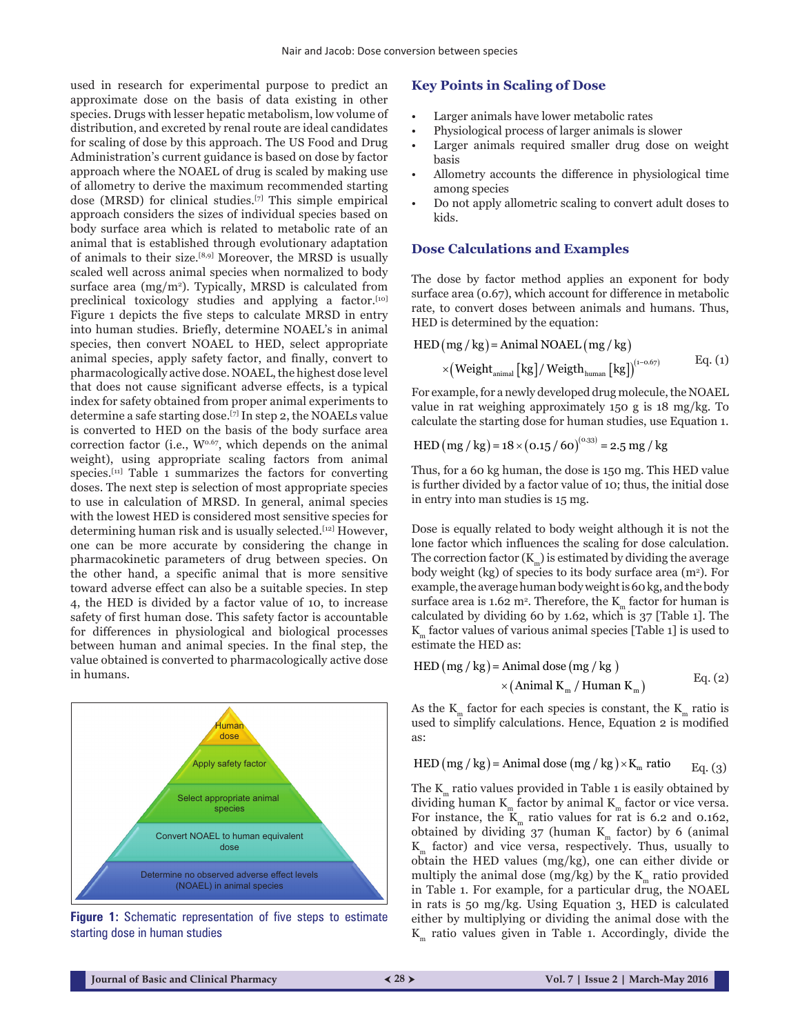used in research for experimental purpose to predict an approximate dose on the basis of data existing in other species. Drugs with lesser hepatic metabolism, low volume of distribution, and excreted by renal route are ideal candidates for scaling of dose by this approach. The US Food and Drug Administration's current guidance is based on dose by factor approach where the NOAEL of drug is scaled by making use of allometry to derive the maximum recommended starting dose (MRSD) for clinical studies.[7] This simple empirical approach considers the sizes of individual species based on body surface area which is related to metabolic rate of an animal that is established through evolutionary adaptation of animals to their size.[8,9] Moreover, the MRSD is usually scaled well across animal species when normalized to body surface area (mg/m$^2$). Typically, MRSD is calculated from preclinical toxicology studies and applying a factor.[10] Figure 1 depicts the five steps to calculate MRSD in entry into human studies. Briefly, determine NOAEL's in animal species, then convert NOAEL to HED, select appropriate animal species, apply safety factor, and finally, convert to pharmacologically active dose. NOAEL, the highest dose level that does not cause significant adverse effects, is a typical index for safety obtained from proper animal experiments to determine a safe starting dose.[7] In step 2, the NOAELs value is converted to HED on the basis of the body surface area correction factor (i.e., $W^{0.67}$, which depends on the animal weight), using appropriate scaling factors from animal species.[11] Table 1 summarizes the factors for converting doses. The next step is selection of most appropriate species to use in calculation of MRSD. In general, animal species with the lowest HED is considered most sensitive species for determining human risk and is usually selected.[12] However, one can be more accurate by considering the change in pharmacokinetic parameters of drug between species. On the other hand, a specific animal that is more sensitive toward adverse effect can also be a suitable species. In step 4, the HED is divided by a factor value of 10, to increase safety of first human dose. This safety factor is accountable for differences in physiological and biological processes between human and animal species. In the final step, the value obtained is converted to pharmacologically active dose in humans.

Human dose

Apply safety factor

Select appropriate animal species

Convert NOAEL to human equivalent dose

Determine no observed adverse effect levels (NOAEL) in animal species

**Figure 1:** Schematic representation of five steps to estimate starting dose in human studies

## Key Points in Scaling of Dose

- Larger animals have lower metabolic rates
- Physiological process of larger animals is slower
- Larger animals required smaller drug dose on weight basis
- Allometry accounts the difference in physiological time among species
- Do not apply allometric scaling to convert adult doses to kids.

## Dose Calculations and Examples

The dose by factor method applies an exponent for body surface area (0.67), which account for difference in metabolic rate, to convert doses between animals and humans. Thus, HED is determined by the equation:

$$\text{HED}\,(\text{mg/kg}) = \text{Animal NOAEL}\,(\text{mg/kg}) \times \left(\text{Weight}_{\text{animal}}\,[\text{kg}] / \text{Weigth}_{\text{human}}\,[\text{kg}]\right)^{(1-0.67)} \quad \text{Eq. (1)}$$

For example, for a newly developed drug molecule, the NOAEL value in rat weighing approximately 150 g is 18 mg/kg. To calculate the starting dose for human studies, use Equation 1.

$$\text{HED}\,(\text{mg/kg}) = 18 \times (0.15/60)^{(0.33)} = 2.5\ \text{mg/kg}$$

Thus, for a 60 kg human, the dose is 150 mg. This HED value is further divided by a factor value of 10; thus, the initial dose in entry into man studies is 15 mg.

Dose is equally related to body weight although it is not the lone factor which influences the scaling for dose calculation. The correction factor ($K_m$) is estimated by dividing the average body weight (kg) of species to its body surface area (m$^2$). For example, the average human body weight is 60 kg, and the body surface area is 1.62 m$^2$. Therefore, the $K_m$ factor for human is calculated by dividing 60 by 1.62, which is 37 [Table 1]. The $K_m$ factor values of various animal species [Table 1] is used to estimate the HED as:

$$\text{HED}\,(\text{mg/kg}) = \text{Animal dose}\,(\text{mg/kg}) \times (\text{Animal}\ K_m / \text{Human}\ K_m) \quad \text{Eq. (2)}$$

As the $K_m$ factor for each species is constant, the $K_m$ ratio is used to simplify calculations. Hence, Equation 2 is modified as:

$$\text{HED}\,(\text{mg/kg}) = \text{Animal dose}\,(\text{mg/kg}) \times K_m\ \text{ratio} \quad \text{Eq. (3)}$$

The $K_m$ ratio values provided in Table 1 is easily obtained by dividing human $K_m$ factor by animal $K_m$ factor or vice versa. For instance, the $K_m$ ratio values for rat is 6.2 and 0.162, obtained by dividing 37 (human $K_m$ factor) by 6 (animal $K_m$ factor) and vice versa, respectively. Thus, usually to obtain the HED values (mg/kg), one can either divide or multiply the animal dose (mg/kg) by the $K_m$ ratio provided in Table 1. For example, for a particular drug, the NOAEL in rats is 50 mg/kg. Using Equation 3, HED is calculated either by multiplying or dividing the animal dose with the $K_m$ ratio values given in Table 1. Accordingly, divide the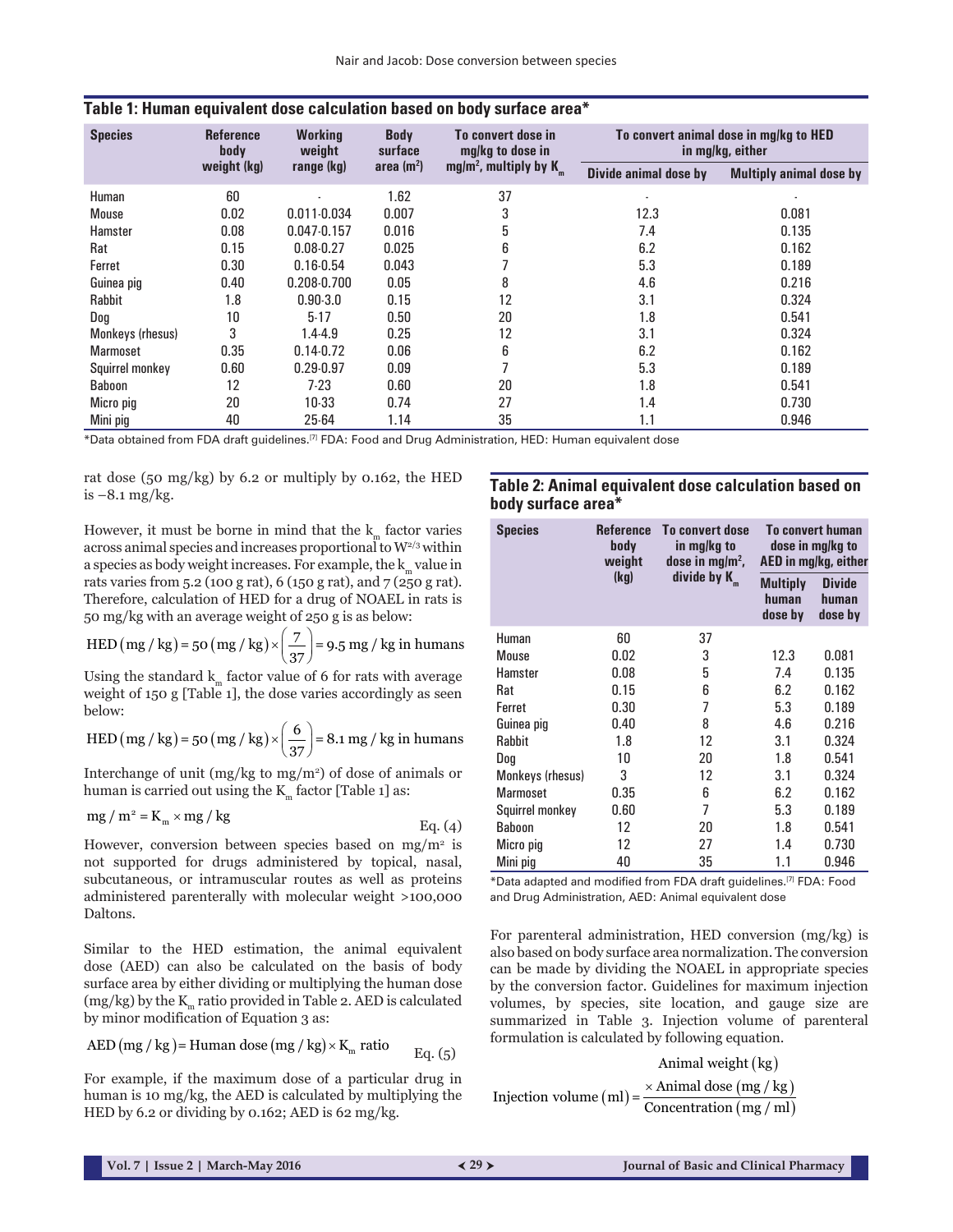**Table 1: Human equivalent dose calculation based on body surface area***

| Species | Reference body weight (kg) | Working weight range (kg) | Body surface area ($m^2$) | To convert dose in mg/kg to dose in $mg/m^2$, multiply by $K_m$ | To convert animal dose in mg/kg to HED in mg/kg, either | |
|---|---|---|---|---|---|---|
| | | | | | Divide animal dose by | Multiply animal dose by |
| Human | 60 | - | 1.62 | 37 | - | - |
| Mouse | 0.02 | 0.011-0.034 | 0.007 | 3 | 12.3 | 0.081 |
| Hamster | 0.08 | 0.047-0.157 | 0.016 | 5 | 7.4 | 0.135 |
| Rat | 0.15 | 0.08-0.27 | 0.025 | 6 | 6.2 | 0.162 |
| Ferret | 0.30 | 0.16-0.54 | 0.043 | 7 | 5.3 | 0.189 |
| Guinea pig | 0.40 | 0.208-0.700 | 0.05 | 8 | 4.6 | 0.216 |
| Rabbit | 1.8 | 0.90-3.0 | 0.15 | 12 | 3.1 | 0.324 |
| Dog | 10 | 5-17 | 0.50 | 20 | 1.8 | 0.541 |
| Monkeys (rhesus) | 3 | 1.4-4.9 | 0.25 | 12 | 3.1 | 0.324 |
| Marmoset | 0.35 | 0.14-0.72 | 0.06 | 6 | 6.2 | 0.162 |
| Squirrel monkey | 0.60 | 0.29-0.97 | 0.09 | 7 | 5.3 | 0.189 |
| Baboon | 12 | 7-23 | 0.60 | 20 | 1.8 | 0.541 |
| Micro pig | 20 | 10-33 | 0.74 | 27 | 1.4 | 0.730 |
| Mini pig | 40 | 25-64 | 1.14 | 35 | 1.1 | 0.946 |

*Data obtained from FDA draft guidelines.[7] FDA: Food and Drug Administration, HED: Human equivalent dose

rat dose (50 mg/kg) by 6.2 or multiply by 0.162, the HED is ~8.1 mg/kg.

However, it must be borne in mind that the $k_m$ factor varies across animal species and increases proportional to $W^{2/3}$ within a species as body weight increases. For example, the $k_m$ value in rats varies from 5.2 (100 g rat), 6 (150 g rat), and 7 (250 g rat). Therefore, calculation of HED for a drug of NOAEL in rats is 50 mg/kg with an average weight of 250 g is as below:

$$\text{HED}\,(\text{mg/kg}) = 50\,(\text{mg/kg}) \times \left(\frac{7}{37}\right) = 9.5\ \text{mg/kg in humans}$$

Using the standard $k_m$ factor value of 6 for rats with average weight of 150 g [Table 1], the dose varies accordingly as seen below:

$$\text{HED}\,(\text{mg/kg}) = 50\,(\text{mg/kg}) \times \left(\frac{6}{37}\right) = 8.1\ \text{mg/kg in humans}$$

Interchange of unit (mg/kg to $mg/m^2$) of dose of animals or human is carried out using the $K_m$ factor [Table 1] as:

$$\text{mg/m}^2 = K_m \times \text{mg/kg} \qquad \text{Eq. (4)}$$

However, conversion between species based on $mg/m^2$ is not supported for drugs administered by topical, nasal, subcutaneous, or intramuscular routes as well as proteins administered parenterally with molecular weight >100,000 Daltons.

Similar to the HED estimation, the animal equivalent dose (AED) can also be calculated on the basis of body surface area by either dividing or multiplying the human dose (mg/kg) by the $K_m$ ratio provided in Table 2. AED is calculated by minor modification of Equation 3 as:

$$\text{AED}\,(\text{mg/kg}) = \text{Human dose}\,(\text{mg/kg}) \times K_m\ \text{ratio} \qquad \text{Eq. (5)}$$

For example, if the maximum dose of a particular drug in human is 10 mg/kg, the AED is calculated by multiplying the HED by 6.2 or dividing by 0.162; AED is 62 mg/kg.

**Table 2: Animal equivalent dose calculation based on body surface area***

| Species | Reference body weight (kg) | To convert dose in mg/kg to dose in $mg/m^2$, divide by $K_m$ | To convert human dose in mg/kg to AED in mg/kg, either | |
|---|---|---|---|---|
| | | | Multiply human dose by | Divide human dose by |
| Human | 60 | 37 | | |
| Mouse | 0.02 | 3 | 12.3 | 0.081 |
| Hamster | 0.08 | 5 | 7.4 | 0.135 |
| Rat | 0.15 | 6 | 6.2 | 0.162 |
| Ferret | 0.30 | 7 | 5.3 | 0.189 |
| Guinea pig | 0.40 | 8 | 4.6 | 0.216 |
| Rabbit | 1.8 | 12 | 3.1 | 0.324 |
| Dog | 10 | 20 | 1.8 | 0.541 |
| Monkeys (rhesus) | 3 | 12 | 3.1 | 0.324 |
| Marmoset | 0.35 | 6 | 6.2 | 0.162 |
| Squirrel monkey | 0.60 | 7 | 5.3 | 0.189 |
| Baboon | 12 | 20 | 1.8 | 0.541 |
| Micro pig | 12 | 27 | 1.4 | 0.730 |
| Mini pig | 40 | 35 | 1.1 | 0.946 |

*Data adapted and modified from FDA draft guidelines.[7] FDA: Food and Drug Administration, AED: Animal equivalent dose

For parenteral administration, HED conversion (mg/kg) is also based on body surface area normalization. The conversion can be made by dividing the NOAEL in appropriate species by the conversion factor. Guidelines for maximum injection volumes, by species, site location, and gauge size are summarized in Table 3. Injection volume of parenteral formulation is calculated by following equation.

$$\text{Injection volume (ml)} = \frac{\text{Animal weight (kg)} \times \text{Animal dose (mg/kg)}}{\text{Concentration (mg/ml)}}$$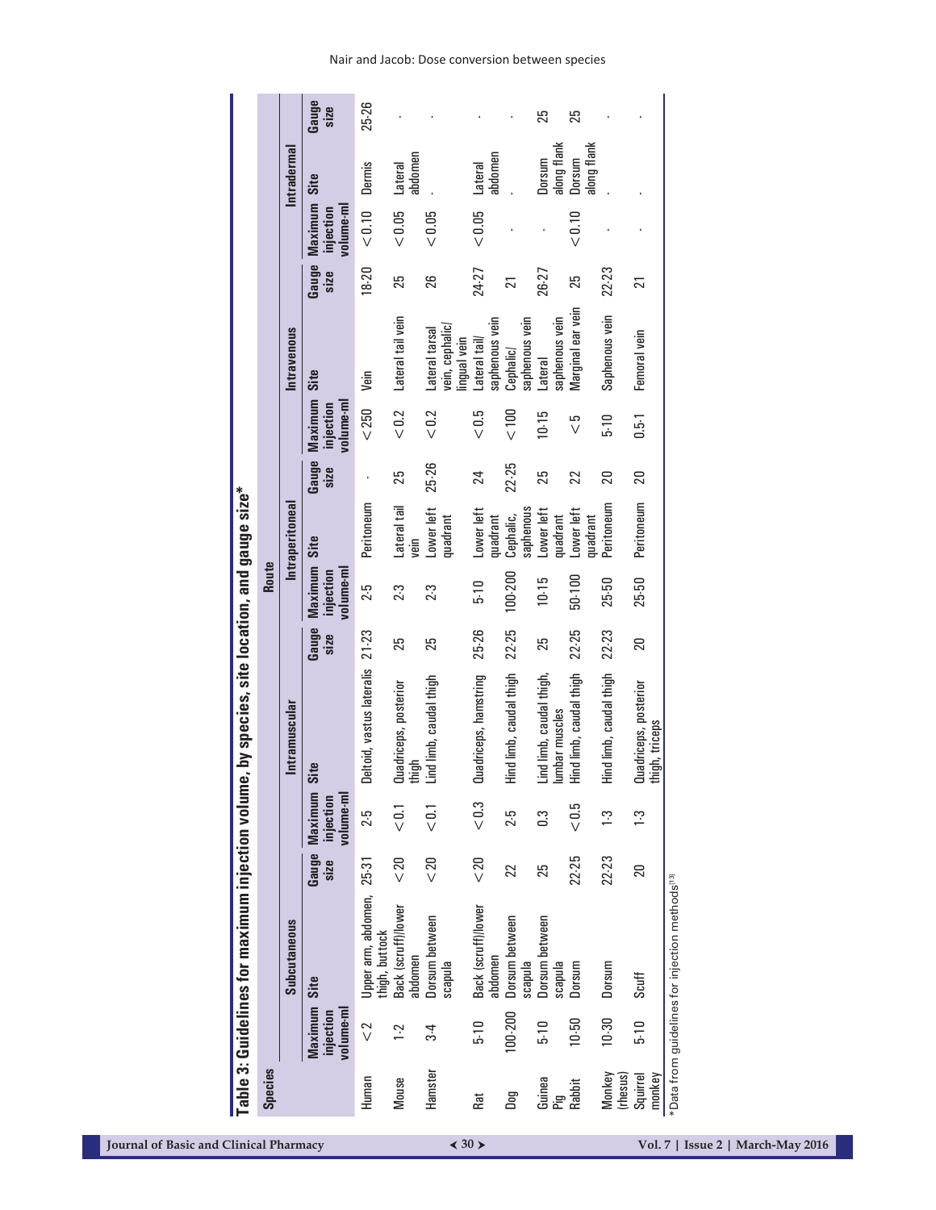**Table 3: Guidelines for maximum injection volume, by species, site location, and gauge size***

| Species | Route | | | | | | | | | | | |
|---|---|---|---|---|---|---|---|---|---|---|---|---|
| | Subcutaneous | | | Intramuscular | | | Intraperitoneal | | | Intravenous | | | Intradermal | | |
| | Maximum injection volume-ml | Site | Gauge size | Maximum injection volume-ml | Site | Gauge size | Maximum injection volume-ml | Site | Gauge size | Maximum injection volume-ml | Site | Gauge size | Maximum injection volume-ml | Site | Gauge size |
| Human | <2 | Upper arm, abdomen, thigh, buttock | 25-31 | 2-5 | Deltoid, vastus lateralis | 21-23 | 2-5 | Peritoneum | - | <250 | Vein | 18-20 | <0.10 | Dermis | 25-26 |
| Mouse | 1-2 | Back (scruff)/lower abdomen | <20 | <0.1 | Quadriceps, posterior thigh | 25 | 2-3 | Lateral tail vein | 25 | <0.2 | Lateral tail vein | 25 | <0.05 | Lateral abdomen | - |
| Hamster | 3-4 | Dorsum between scapula | <20 | <0.1 | Lind limb, caudal thigh | 25 | 2-3 | Lower left quadrant | 25-26 | <0.2 | Lateral tarsal vein, cephalic/lingual vein | 26 | <0.05 | - | - |
| Rat | 5-10 | Back (scruff)/lower abdomen | <20 | <0.3 | Quadriceps, hamstring | 25-26 | 5-10 | Lower left quadrant | 24 | <0.5 | Lateral tail/saphenous vein | 24-27 | <0.05 | Lateral abdomen | - |
| Dog | 100-200 | Dorsum between scapula | 22 | 2-5 | Hind limb, caudal thigh | 22-25 | 100-200 | Cephalic, saphenous | 22-25 | <100 | Cephalic/saphenous vein | 21 | - | - | - |
| Guinea Pig | 5-10 | Dorsum between scapula | 25 | 0.3 | Lind limb, caudal thigh, lumbar muscles | 25 | 10-15 | Lower left quadrant | 25 | 10-15 | Lateral saphenous vein | 26-27 | - | Dorsum along flank | 25 |
| Rabbit | 10-50 | Dorsum | 22-25 | <0.5 | Hind limb, caudal thigh | 22-25 | 50-100 | Lower left quadrant | 22 | <5 | Marginal ear vein | 25 | <0.10 | Dorsum along flank | 25 |
| Monkey (rhesus) | 10-30 | Dorsum | 22-23 | 1-3 | Hind limb, caudal thigh | 22-23 | 25-50 | Peritoneum | 20 | 5-10 | Saphenous vein | 22-23 | - | - | - |
| Squirrel monkey | 5-10 | Scuff | 20 | 1-3 | Quadriceps, posterior thigh, triceps | 20 | 25-50 | Peritoneum | 20 | 0.5-1 | Femoral vein | 21 | - | - | - |

*Data from guidelines for injection methods[13]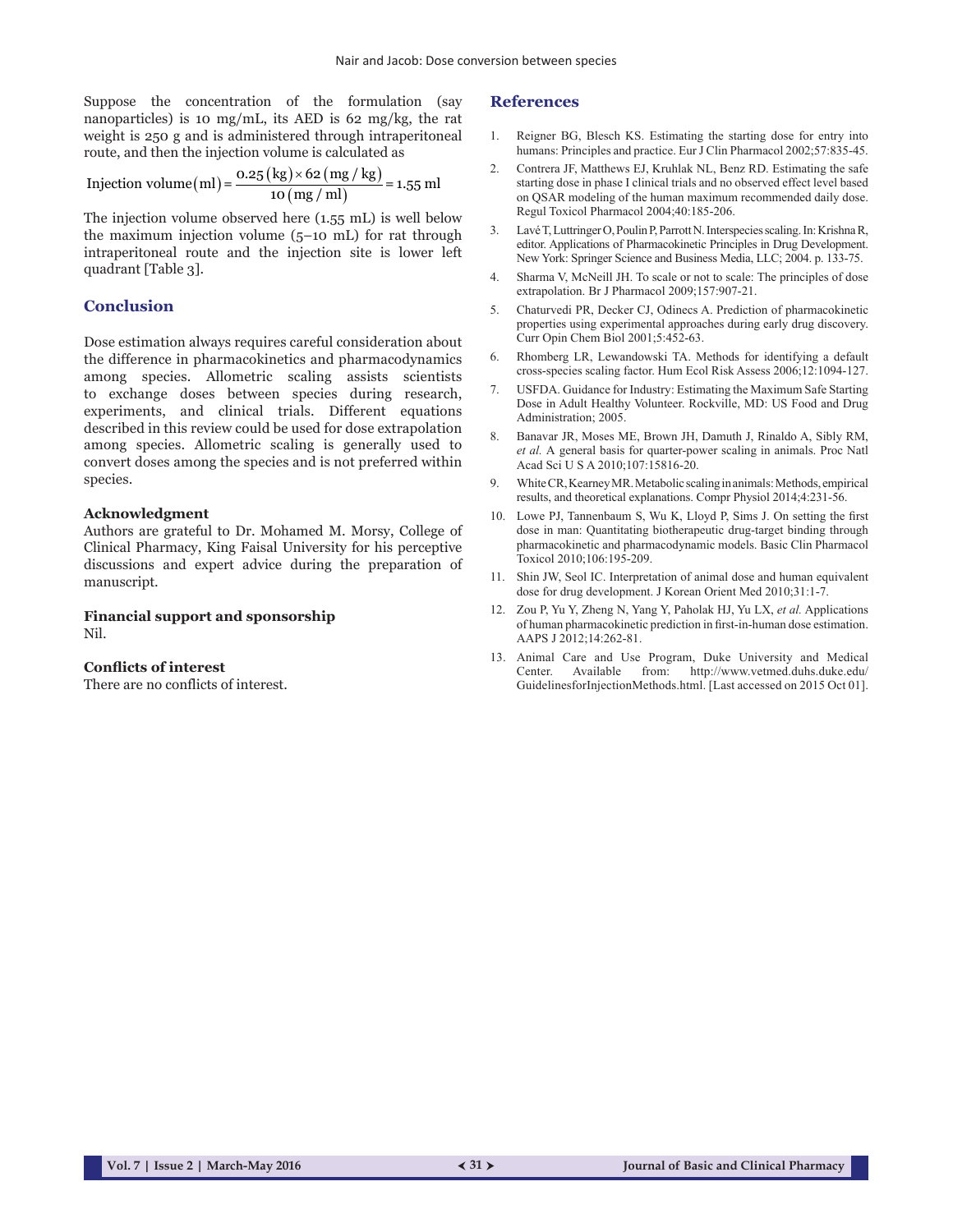Suppose the concentration of the formulation (say nanoparticles) is 10 mg/mL, its AED is 62 mg/kg, the rat weight is 250 g and is administered through intraperitoneal route, and then the injection volume is calculated as

$$\text{Injection volume}\,(\text{ml}) = \frac{0.25\,(\text{kg}) \times 62\,(\text{mg/kg})}{10\,(\text{mg/ml})} = 1.55\ \text{ml}$$

The injection volume observed here (1.55 mL) is well below the maximum injection volume (5–10 mL) for rat through intraperitoneal route and the injection site is lower left quadrant [Table 3].

## Conclusion

Dose estimation always requires careful consideration about the difference in pharmacokinetics and pharmacodynamics among species. Allometric scaling assists scientists to exchange doses between species during research, experiments, and clinical trials. Different equations described in this review could be used for dose extrapolation among species. Allometric scaling is generally used to convert doses among the species and is not preferred within species.

### Acknowledgment

Authors are grateful to Dr. Mohamed M. Morsy, College of Clinical Pharmacy, King Faisal University for his perceptive discussions and expert advice during the preparation of manuscript.

### Financial support and sponsorship

Nil.

### Conflicts of interest

There are no conflicts of interest.

## References

1. Reigner BG, Blesch KS. Estimating the starting dose for entry into humans: Principles and practice. Eur J Clin Pharmacol 2002;57:835-45.
2. Contrera JF, Matthews EJ, Kruhlak NL, Benz RD. Estimating the safe starting dose in phase I clinical trials and no observed effect level based on QSAR modeling of the human maximum recommended daily dose. Regul Toxicol Pharmacol 2004;40:185-206.
3. Lavé T, Luttringer O, Poulin P, Parrott N. Interspecies scaling. In: Krishna R, editor. Applications of Pharmacokinetic Principles in Drug Development. New York: Springer Science and Business Media, LLC; 2004. p. 133-75.
4. Sharma V, McNeill JH. To scale or not to scale: The principles of dose extrapolation. Br J Pharmacol 2009;157:907-21.
5. Chaturvedi PR, Decker CJ, Odinecs A. Prediction of pharmacokinetic properties using experimental approaches during early drug discovery. Curr Opin Chem Biol 2001;5:452-63.
6. Rhomberg LR, Lewandowski TA. Methods for identifying a default cross-species scaling factor. Hum Ecol Risk Assess 2006;12:1094-127.
7. USFDA. Guidance for Industry: Estimating the Maximum Safe Starting Dose in Adult Healthy Volunteer. Rockville, MD: US Food and Drug Administration; 2005.
8. Banavar JR, Moses ME, Brown JH, Damuth J, Rinaldo A, Sibly RM, *et al.* A general basis for quarter-power scaling in animals. Proc Natl Acad Sci U S A 2010;107:15816-20.
9. White CR, Kearney MR. Metabolic scaling in animals: Methods, empirical results, and theoretical explanations. Compr Physiol 2014;4:231-56.
10. Lowe PJ, Tannenbaum S, Wu K, Lloyd P, Sims J. On setting the first dose in man: Quantitating biotherapeutic drug-target binding through pharmacokinetic and pharmacodynamic models. Basic Clin Pharmacol Toxicol 2010;106:195-209.
11. Shin JW, Seol IC. Interpretation of animal dose and human equivalent dose for drug development. J Korean Orient Med 2010;31:1-7.
12. Zou P, Yu Y, Zheng N, Yang Y, Paholak HJ, Yu LX, *et al.* Applications of human pharmacokinetic prediction in first-in-human dose estimation. AAPS J 2012;14:262-81.
13. Animal Care and Use Program, Duke University and Medical Center. Available from: http://www.vetmed.duhs.duke.edu/GuidelinesforInjectionMethods.html. [Last accessed on 2015 Oct 01].